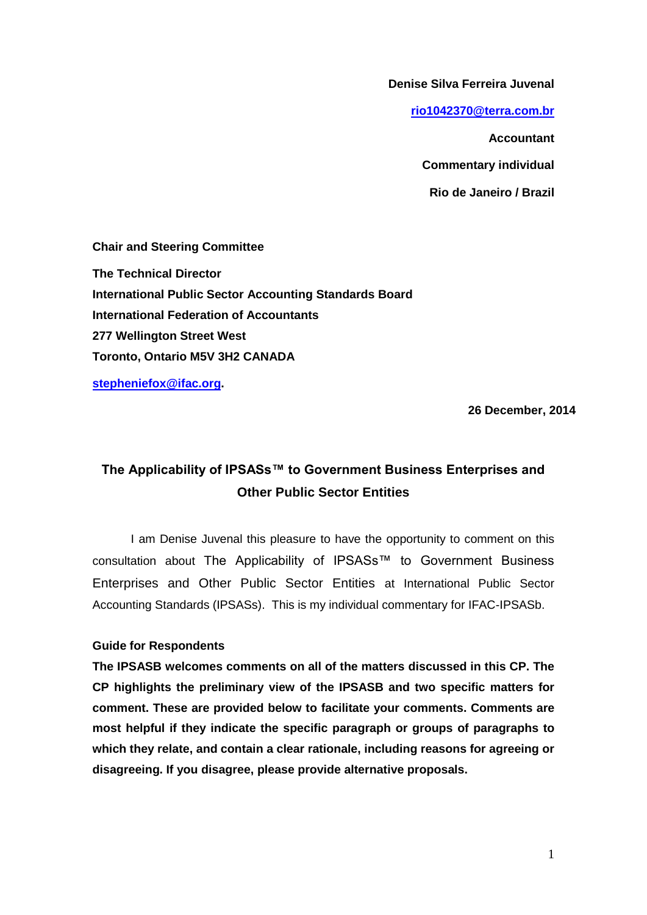**Denise Silva Ferreira Juvenal**

[rio1042370@terra.com.br](mailto:rio1042370@terra.com.br)

**Accountant**

**Commentary individual**

**Rio de Janeiro / Brazil**

**Chair and Steering Committee**

**The Technical Director**
**International Public Sector Accounting Standards Board**
**International Federation of Accountants**
**277 Wellington Street West**
**Toronto, Ontario M5V 3H2 CANADA**

**[stepheniefox@ifac.org](mailto:stepheniefox@ifac.org).**

**26 December, 2014**

## The Applicability of IPSASs™ to Government Business Enterprises and Other Public Sector Entities

I am Denise Juvenal this pleasure to have the opportunity to comment on this consultation about The Applicability of IPSASs™ to Government Business Enterprises and Other Public Sector Entities at International Public Sector Accounting Standards (IPSASs). This is my individual commentary for IFAC-IPSASb.

**Guide for Respondents**

**The IPSASB welcomes comments on all of the matters discussed in this CP. The CP highlights the preliminary view of the IPSASB and two specific matters for comment. These are provided below to facilitate your comments. Comments are most helpful if they indicate the specific paragraph or groups of paragraphs to which they relate, and contain a clear rationale, including reasons for agreeing or disagreeing. If you disagree, please provide alternative proposals.**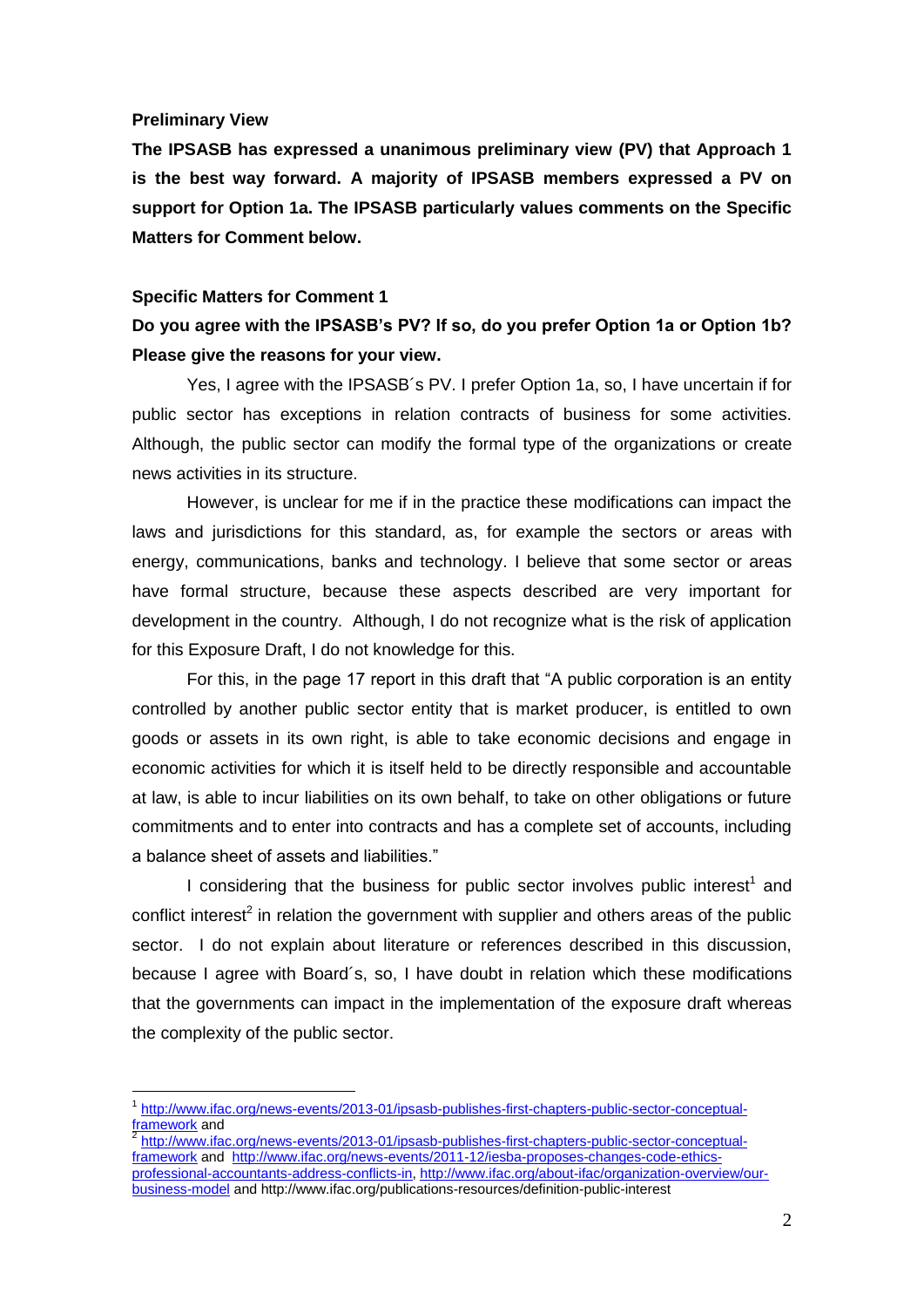**Preliminary View**

**The IPSASB has expressed a unanimous preliminary view (PV) that Approach 1 is the best way forward. A majority of IPSASB members expressed a PV on support for Option 1a. The IPSASB particularly values comments on the Specific Matters for Comment below.**

**Specific Matters for Comment 1**

**Do you agree with the IPSASB's PV? If so, do you prefer Option 1a or Option 1b? Please give the reasons for your view.**

Yes, I agree with the IPSASB´s PV. I prefer Option 1a, so, I have uncertain if for public sector has exceptions in relation contracts of business for some activities. Although, the public sector can modify the formal type of the organizations or create news activities in its structure.

However, is unclear for me if in the practice these modifications can impact the laws and jurisdictions for this standard, as, for example the sectors or areas with energy, communications, banks and technology. I believe that some sector or areas have formal structure, because these aspects described are very important for development in the country. Although, I do not recognize what is the risk of application for this Exposure Draft, I do not knowledge for this.

For this, in the page 17 report in this draft that "A public corporation is an entity controlled by another public sector entity that is market producer, is entitled to own goods or assets in its own right, is able to take economic decisions and engage in economic activities for which it is itself held to be directly responsible and accountable at law, is able to incur liabilities on its own behalf, to take on other obligations or future commitments and to enter into contracts and has a complete set of accounts, including a balance sheet of assets and liabilities."

I considering that the business for public sector involves public interest[1] and conflict interest[2] in relation the government with supplier and others areas of the public sector. I do not explain about literature or references described in this discussion, because I agree with Board´s, so, I have doubt in relation which these modifications that the governments can impact in the implementation of the exposure draft whereas the complexity of the public sector.

---

[1] http://www.ifac.org/news-events/2013-01/ipsasb-publishes-first-chapters-public-sector-conceptual-framework and

[2] http://www.ifac.org/news-events/2013-01/ipsasb-publishes-first-chapters-public-sector-conceptual-framework and http://www.ifac.org/news-events/2011-12/iesba-proposes-changes-code-ethics-professional-accountants-address-conflicts-in, http://www.ifac.org/about-ifac/organization-overview/our-business-model and http://www.ifac.org/publications-resources/definition-public-interest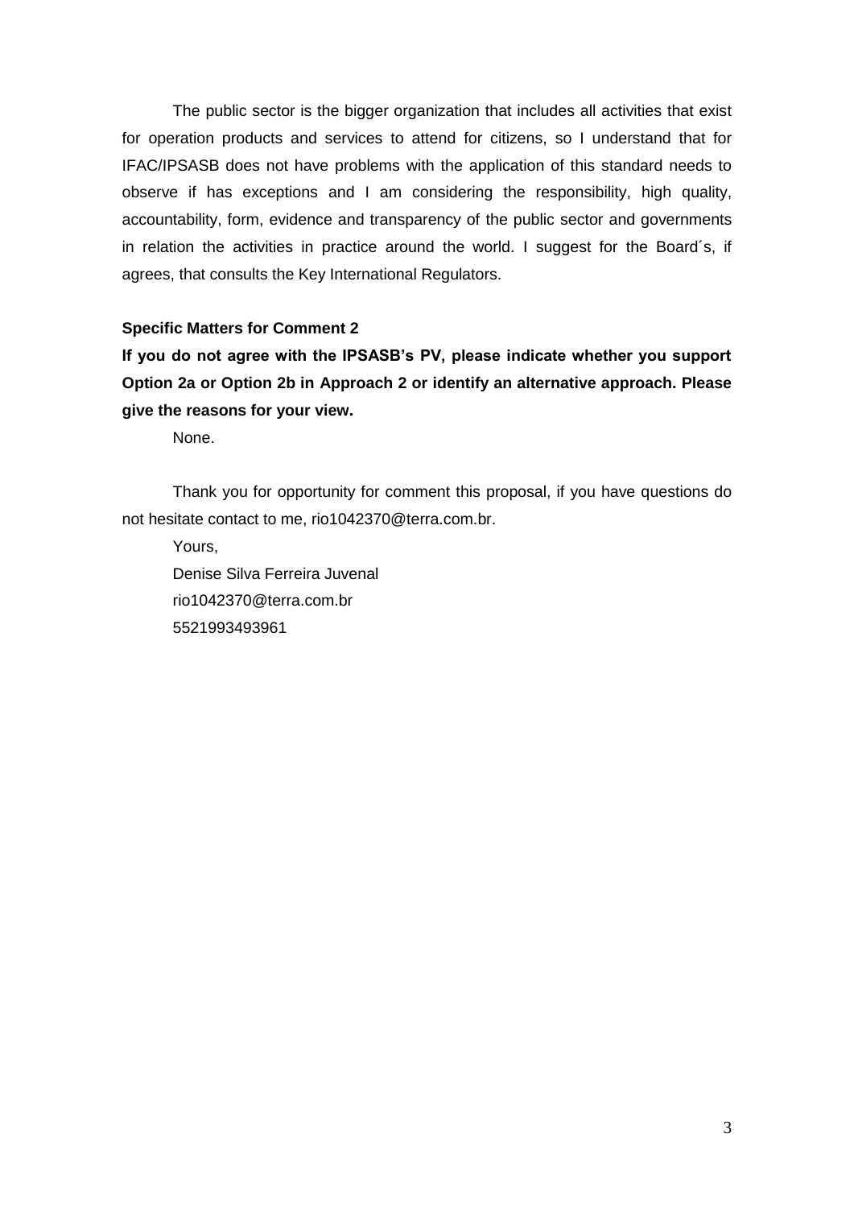The public sector is the bigger organization that includes all activities that exist for operation products and services to attend for citizens, so I understand that for IFAC/IPSASB does not have problems with the application of this standard needs to observe if has exceptions and I am considering the responsibility, high quality, accountability, form, evidence and transparency of the public sector and governments in relation the activities in practice around the world. I suggest for the Board´s, if agrees, that consults the Key International Regulators.

**Specific Matters for Comment 2**

**If you do not agree with the IPSASB's PV, please indicate whether you support Option 2a or Option 2b in Approach 2 or identify an alternative approach. Please give the reasons for your view.**

None.

Thank you for opportunity for comment this proposal, if you have questions do not hesitate contact to me, rio1042370@terra.com.br.

Yours,

Denise Silva Ferreira Juvenal

rio1042370@terra.com.br

5521993493961